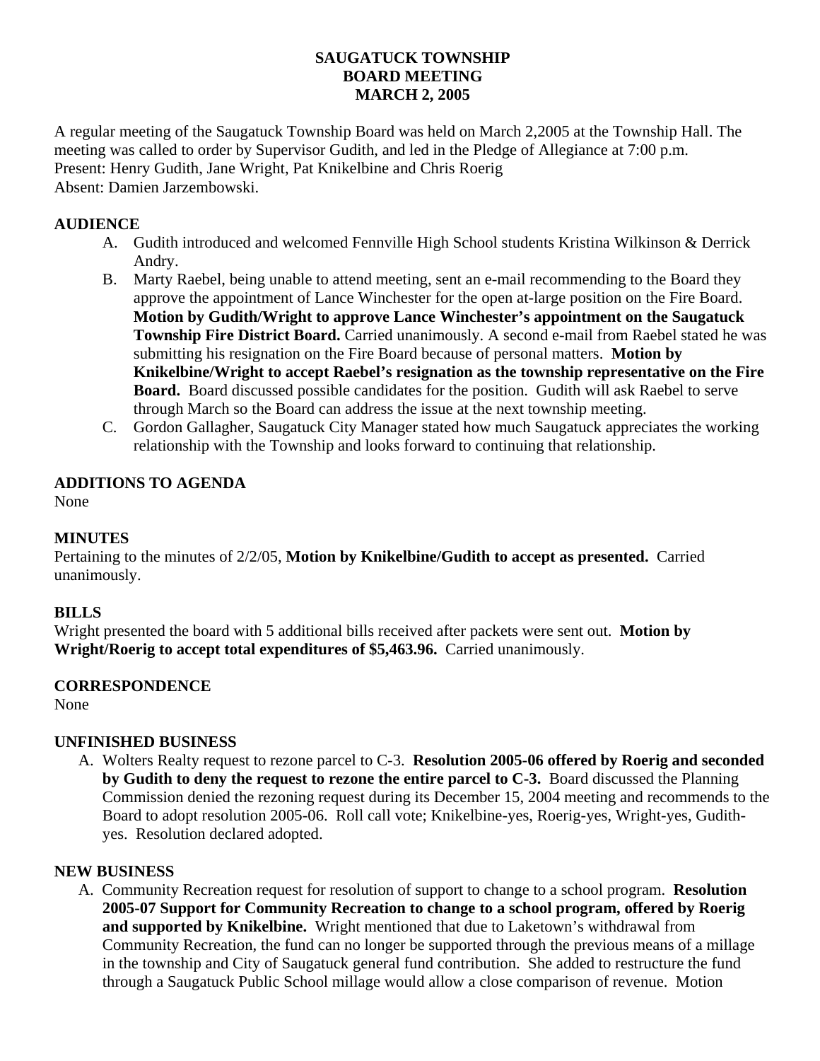# SAUGATUCK TOWNSHIP
# BOARD MEETING
# MARCH 2, 2005

A regular meeting of the Saugatuck Township Board was held on March 2,2005 at the Township Hall. The meeting was called to order by Supervisor Gudith, and led in the Pledge of Allegiance at 7:00 p.m.
Present: Henry Gudith, Jane Wright, Pat Knikelbine and Chris Roerig
Absent: Damien Jarzembowski.

**AUDIENCE**

A. Gudith introduced and welcomed Fennville High School students Kristina Wilkinson & Derrick Andry.
B. Marty Raebel, being unable to attend meeting, sent an e-mail recommending to the Board they approve the appointment of Lance Winchester for the open at-large position on the Fire Board. **Motion by Gudith/Wright to approve Lance Winchester's appointment on the Saugatuck Township Fire District Board.** Carried unanimously. A second e-mail from Raebel stated he was submitting his resignation on the Fire Board because of personal matters. **Motion by Knikelbine/Wright to accept Raebel's resignation as the township representative on the Fire Board.** Board discussed possible candidates for the position. Gudith will ask Raebel to serve through March so the Board can address the issue at the next township meeting.
C. Gordon Gallagher, Saugatuck City Manager stated how much Saugatuck appreciates the working relationship with the Township and looks forward to continuing that relationship.

**ADDITIONS TO AGENDA**
None

**MINUTES**
Pertaining to the minutes of 2/2/05, **Motion by Knikelbine/Gudith to accept as presented.** Carried unanimously.

**BILLS**
Wright presented the board with 5 additional bills received after packets were sent out. **Motion by Wright/Roerig to accept total expenditures of $5,463.96.** Carried unanimously.

**CORRESPONDENCE**
None

**UNFINISHED BUSINESS**

A. Wolters Realty request to rezone parcel to C-3. **Resolution 2005-06 offered by Roerig and seconded by Gudith to deny the request to rezone the entire parcel to C-3.** Board discussed the Planning Commission denied the rezoning request during its December 15, 2004 meeting and recommends to the Board to adopt resolution 2005-06. Roll call vote; Knikelbine-yes, Roerig-yes, Wright-yes, Gudith-yes. Resolution declared adopted.

**NEW BUSINESS**

A. Community Recreation request for resolution of support to change to a school program. **Resolution 2005-07 Support for Community Recreation to change to a school program, offered by Roerig and supported by Knikelbine.** Wright mentioned that due to Laketown's withdrawal from Community Recreation, the fund can no longer be supported through the previous means of a millage in the township and City of Saugatuck general fund contribution. She added to restructure the fund through a Saugatuck Public School millage would allow a close comparison of revenue. Motion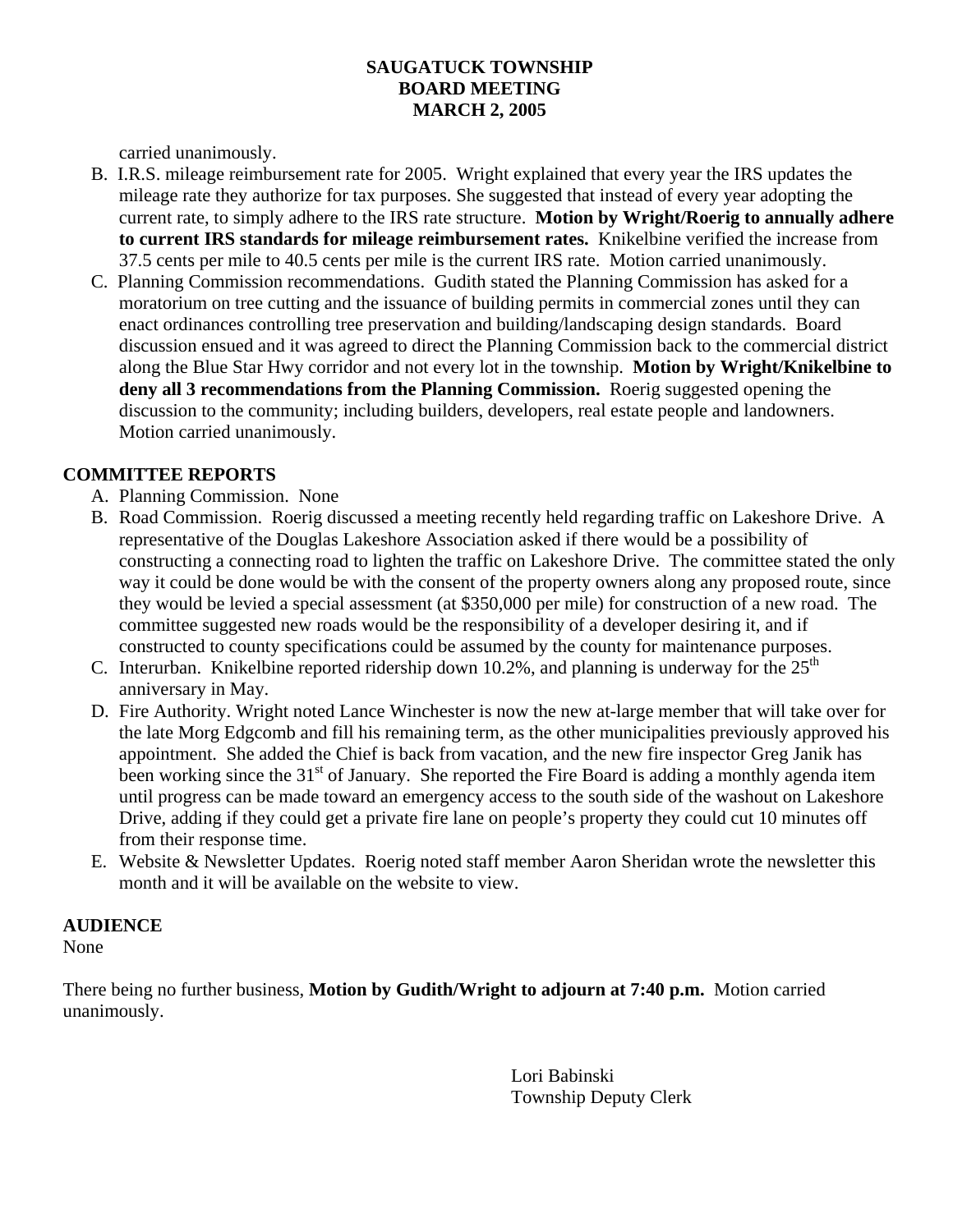carried unanimously.

B. I.R.S. mileage reimbursement rate for 2005. Wright explained that every year the IRS updates the mileage rate they authorize for tax purposes. She suggested that instead of every year adopting the current rate, to simply adhere to the IRS rate structure. **Motion by Wright/Roerig to annually adhere to current IRS standards for mileage reimbursement rates.** Knikelbine verified the increase from 37.5 cents per mile to 40.5 cents per mile is the current IRS rate. Motion carried unanimously.

C. Planning Commission recommendations. Gudith stated the Planning Commission has asked for a moratorium on tree cutting and the issuance of building permits in commercial zones until they can enact ordinances controlling tree preservation and building/landscaping design standards. Board discussion ensued and it was agreed to direct the Planning Commission back to the commercial district along the Blue Star Hwy corridor and not every lot in the township. **Motion by Wright/Knikelbine to deny all 3 recommendations from the Planning Commission.** Roerig suggested opening the discussion to the community; including builders, developers, real estate people and landowners. Motion carried unanimously.

## COMMITTEE REPORTS

A. Planning Commission. None

B. Road Commission. Roerig discussed a meeting recently held regarding traffic on Lakeshore Drive. A representative of the Douglas Lakeshore Association asked if there would be a possibility of constructing a connecting road to lighten the traffic on Lakeshore Drive. The committee stated the only way it could be done would be with the consent of the property owners along any proposed route, since they would be levied a special assessment (at $350,000 per mile) for construction of a new road. The committee suggested new roads would be the responsibility of a developer desiring it, and if constructed to county specifications could be assumed by the county for maintenance purposes.

C. Interurban. Knikelbine reported ridership down 10.2%, and planning is underway for the 25th anniversary in May.

D. Fire Authority. Wright noted Lance Winchester is now the new at-large member that will take over for the late Morg Edgcomb and fill his remaining term, as the other municipalities previously approved his appointment. She added the Chief is back from vacation, and the new fire inspector Greg Janik has been working since the 31st of January. She reported the Fire Board is adding a monthly agenda item until progress can be made toward an emergency access to the south side of the washout on Lakeshore Drive, adding if they could get a private fire lane on people's property they could cut 10 minutes off from their response time.

E. Website & Newsletter Updates. Roerig noted staff member Aaron Sheridan wrote the newsletter this month and it will be available on the website to view.

## AUDIENCE

None

There being no further business, **Motion by Gudith/Wright to adjourn at 7:40 p.m.** Motion carried unanimously.

Lori Babinski
Township Deputy Clerk